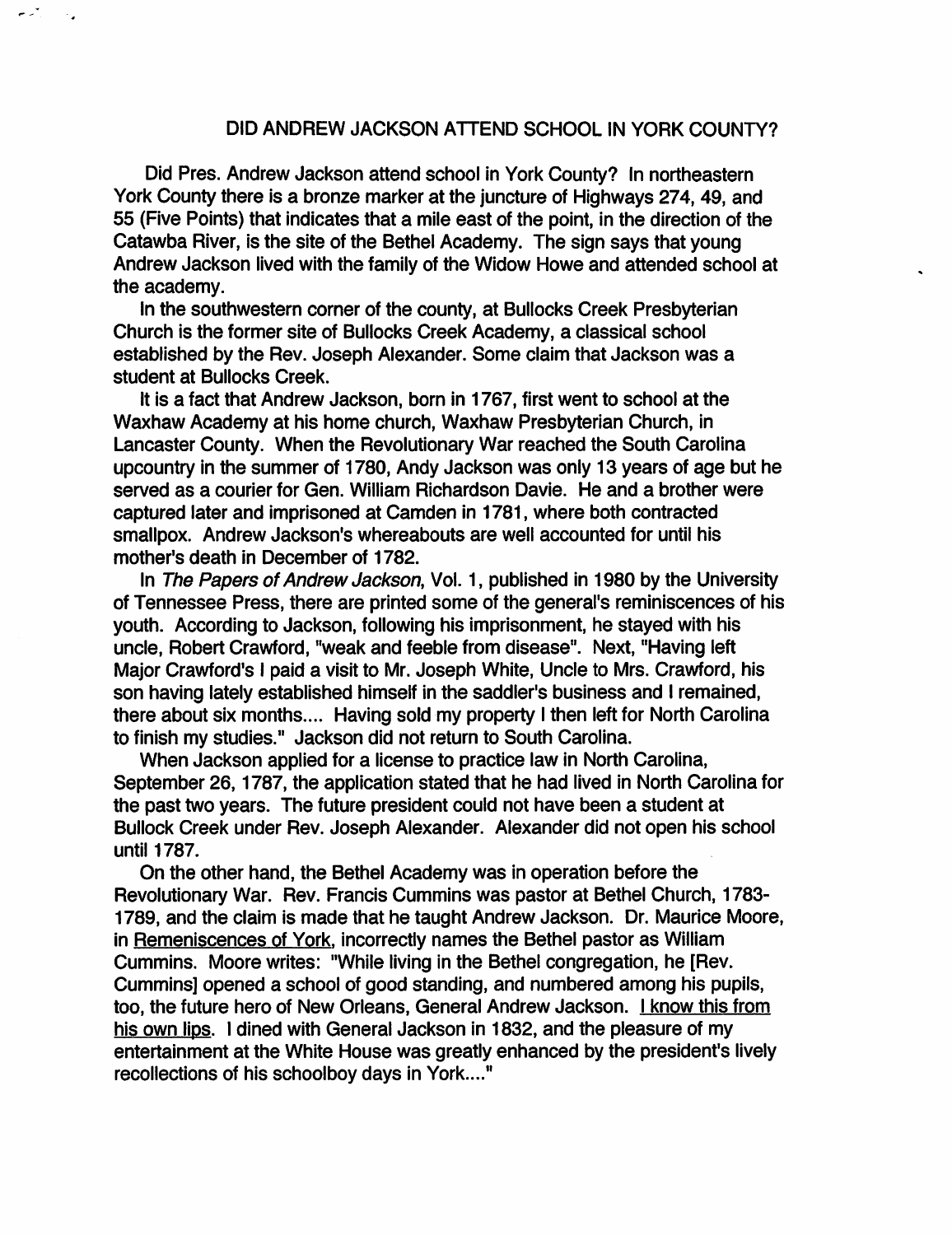# DID ANDREW JACKSON ATTEND SCHOOL IN YORK COUNTY?

Did Pres. Andrew Jackson attend school in York County? In northeastern York County there is a bronze marker at the juncture of Highways 274, 49, and 55 (Five Points) that indicates that a mile east of the point, in the direction of the Catawba River, is the site of the Bethel Academy. The sign says that young Andrew Jackson lived with the family of the Widow Howe and attended school at the academy.

In the southwestern corner of the county, at Bullocks Creek Presbyterian Church is the former site of Bullocks Creek Academy, a classical school established by the Rev. Joseph Alexander. Some claim that Jackson was a student at Bullocks Creek.

It is a fact that Andrew Jackson, born in 1767, first went to school at the Waxhaw Academy at his home church, Waxhaw Presbyterian Church, in Lancaster County. When the Revolutionary War reached the South Carolina upcountry in the summer of 1780, Andy Jackson was only 13 years of age but he served as a courier for Gen. William Richardson Davie. He and a brother were captured later and imprisoned at Camden in 1781, where both contracted smallpox. Andrew Jackson's whereabouts are well accounted for until his mother's death in December of 1782.

In *The Papers of Andrew Jackson*, Vol. 1, published in 1980 by the University of Tennessee Press, there are printed some of the general's reminiscences of his youth. According to Jackson, following his imprisonment, he stayed with his uncle, Robert Crawford, "weak and feeble from disease". Next, "Having left Major Crawford's I paid a visit to Mr. Joseph White, Uncle to Mrs. Crawford, his son having lately established himself in the saddler's business and I remained, there about six months.... Having sold my property I then left for North Carolina to finish my studies." Jackson did not return to South Carolina.

When Jackson applied for a license to practice law in North Carolina, September 26, 1787, the application stated that he had lived in North Carolina for the past two years. The future president could not have been a student at Bullock Creek under Rev. Joseph Alexander. Alexander did not open his school until 1787.

On the other hand, the Bethel Academy was in operation before the Revolutionary War. Rev. Francis Cummins was pastor at Bethel Church, 1783-1789, and the claim is made that he taught Andrew Jackson. Dr. Maurice Moore, in <u>Remeniscences of York</u>, incorrectly names the Bethel pastor as William Cummins. Moore writes: "While living in the Bethel congregation, he [Rev. Cummins] opened a school of good standing, and numbered among his pupils, too, the future hero of New Orleans, General Andrew Jackson. <u>I know this from his own lips</u>. I dined with General Jackson in 1832, and the pleasure of my entertainment at the White House was greatly enhanced by the president's lively recollections of his schoolboy days in York...."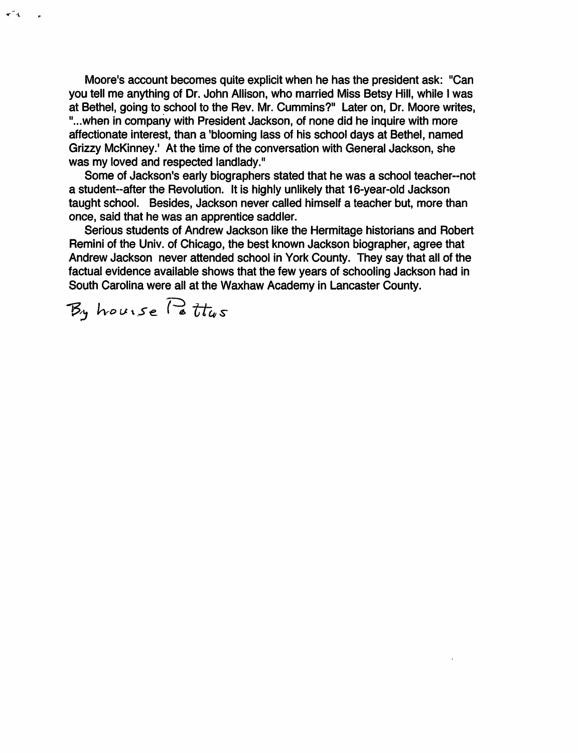Moore's account becomes quite explicit when he has the president ask: "Can you tell me anything of Dr. John Allison, who married Miss Betsy Hill, while I was at Bethel, going to school to the Rev. Mr. Cummins?" Later on, Dr. Moore writes, "...when in company with President Jackson, of none did he inquire with more affectionate interest, than a 'blooming lass of his school days at Bethel, named Grizzy McKinney.' At the time of the conversation with General Jackson, she was my loved and respected landlady."

Some of Jackson's early biographers stated that he was a school teacher--not a student--after the Revolution. It is highly unlikely that 16-year-old Jackson taught school. Besides, Jackson never called himself a teacher but, more than once, said that he was an apprentice saddler.

Serious students of Andrew Jackson like the Hermitage historians and Robert Remini of the Univ. of Chicago, the best known Jackson biographer, agree that Andrew Jackson never attended school in York County. They say that all of the factual evidence available shows that the few years of schooling Jackson had in South Carolina were all at the Waxhaw Academy in Lancaster County.

By Louise Pettus